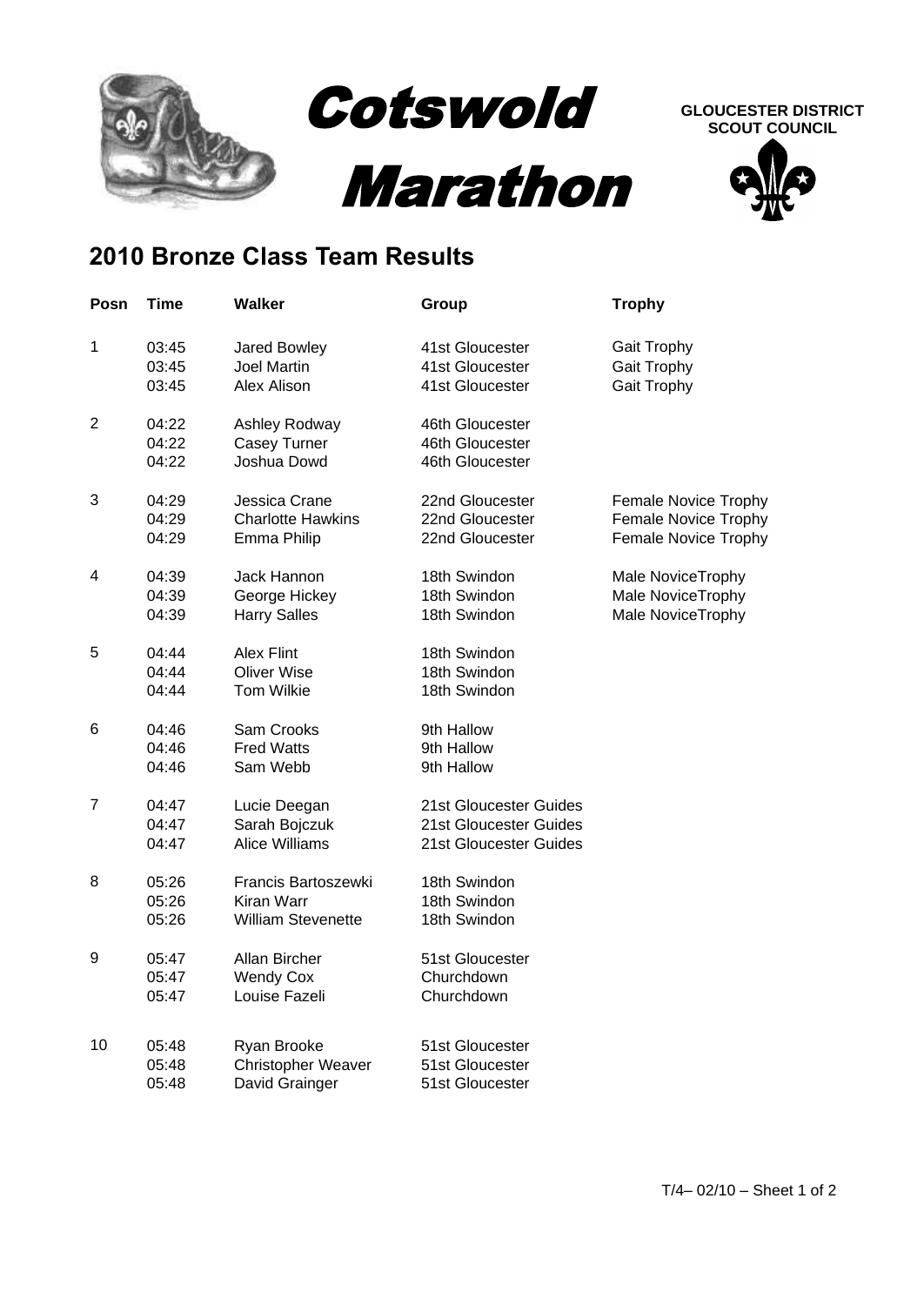# Cotswold Marathon

**GLOUCESTER DISTRICT SCOUT COUNCIL**

## 2010 Bronze Class Team Results

| Posn | Time | Walker | Group | Trophy |
|---|---|---|---|---|
| 1 | 03:45 | Jared Bowley | 41st Gloucester | Gait Trophy |
| | 03:45 | Joel Martin | 41st Gloucester | Gait Trophy |
| | 03:45 | Alex Alison | 41st Gloucester | Gait Trophy |
| 2 | 04:22 | Ashley Rodway | 46th Gloucester | |
| | 04:22 | Casey Turner | 46th Gloucester | |
| | 04:22 | Joshua Dowd | 46th Gloucester | |
| 3 | 04:29 | Jessica Crane | 22nd Gloucester | Female Novice Trophy |
| | 04:29 | Charlotte Hawkins | 22nd Gloucester | Female Novice Trophy |
| | 04:29 | Emma Philip | 22nd Gloucester | Female Novice Trophy |
| 4 | 04:39 | Jack Hannon | 18th Swindon | Male NoviceTrophy |
| | 04:39 | George Hickey | 18th Swindon | Male NoviceTrophy |
| | 04:39 | Harry Salles | 18th Swindon | Male NoviceTrophy |
| 5 | 04:44 | Alex Flint | 18th Swindon | |
| | 04:44 | Oliver Wise | 18th Swindon | |
| | 04:44 | Tom Wilkie | 18th Swindon | |
| 6 | 04:46 | Sam Crooks | 9th Hallow | |
| | 04:46 | Fred Watts | 9th Hallow | |
| | 04:46 | Sam Webb | 9th Hallow | |
| 7 | 04:47 | Lucie Deegan | 21st Gloucester Guides | |
| | 04:47 | Sarah Bojczuk | 21st Gloucester Guides | |
| | 04:47 | Alice Williams | 21st Gloucester Guides | |
| 8 | 05:26 | Francis Bartoszewki | 18th Swindon | |
| | 05:26 | Kiran Warr | 18th Swindon | |
| | 05:26 | William Stevenette | 18th Swindon | |
| 9 | 05:47 | Allan Bircher | 51st Gloucester | |
| | 05:47 | Wendy Cox | Churchdown | |
| | 05:47 | Louise Fazeli | Churchdown | |
| 10 | 05:48 | Ryan Brooke | 51st Gloucester | |
| | 05:48 | Christopher Weaver | 51st Gloucester | |
| | 05:48 | David Grainger | 51st Gloucester | |

T/4– 02/10 – Sheet 1 of 2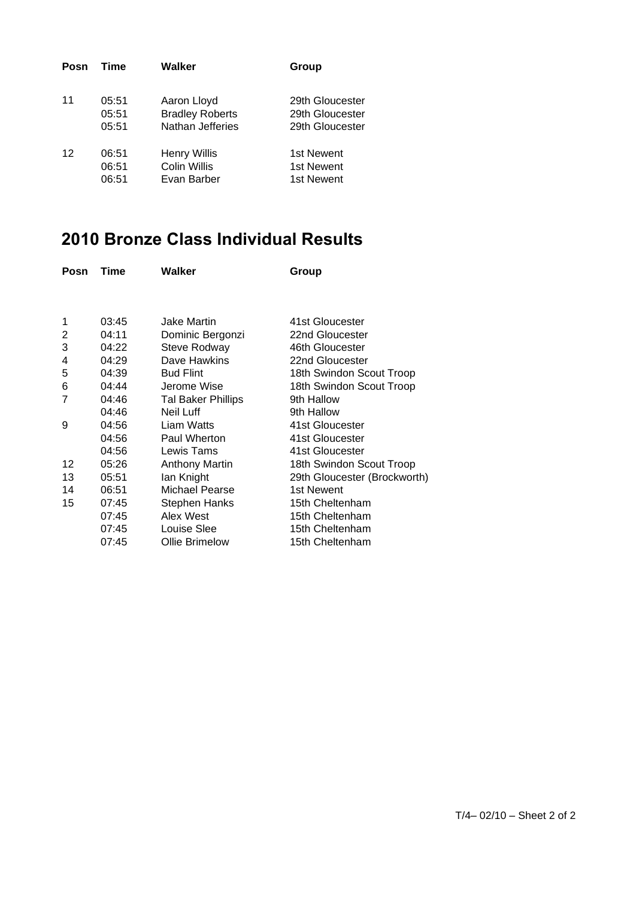| Posn | Time | Walker | Group |
|---|---|---|---|
| 11 | 05:51 | Aaron Lloyd | 29th Gloucester |
| | 05:51 | Bradley Roberts | 29th Gloucester |
| | 05:51 | Nathan Jefferies | 29th Gloucester |
| 12 | 06:51 | Henry Willis | 1st Newent |
| | 06:51 | Colin Willis | 1st Newent |
| | 06:51 | Evan Barber | 1st Newent |

## 2010 Bronze Class Individual Results

| Posn | Time | Walker | Group |
|---|---|---|---|
| 1 | 03:45 | Jake Martin | 41st Gloucester |
| 2 | 04:11 | Dominic Bergonzi | 22nd Gloucester |
| 3 | 04:22 | Steve Rodway | 46th Gloucester |
| 4 | 04:29 | Dave Hawkins | 22nd Gloucester |
| 5 | 04:39 | Bud Flint | 18th Swindon Scout Troop |
| 6 | 04:44 | Jerome Wise | 18th Swindon Scout Troop |
| 7 | 04:46 | Tal Baker Phillips | 9th Hallow |
| | 04:46 | Neil Luff | 9th Hallow |
| 9 | 04:56 | Liam Watts | 41st Gloucester |
| | 04:56 | Paul Wherton | 41st Gloucester |
| | 04:56 | Lewis Tams | 41st Gloucester |
| 12 | 05:26 | Anthony Martin | 18th Swindon Scout Troop |
| 13 | 05:51 | Ian Knight | 29th Gloucester (Brockworth) |
| 14 | 06:51 | Michael Pearse | 1st Newent |
| 15 | 07:45 | Stephen Hanks | 15th Cheltenham |
| | 07:45 | Alex West | 15th Cheltenham |
| | 07:45 | Louise Slee | 15th Cheltenham |
| | 07:45 | Ollie Brimelow | 15th Cheltenham |

T/4– 02/10 – Sheet 2 of 2